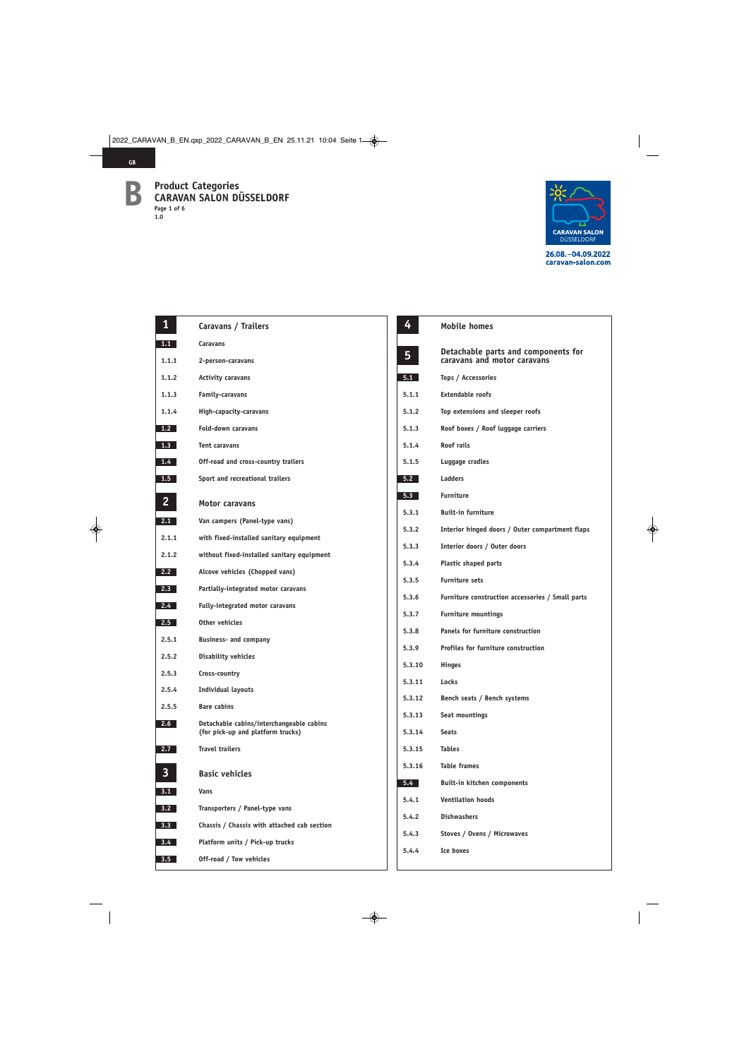GB

# B Product Categories CARAVAN SALON DÜSSELDORF

Page 1 of 6
1.0

CARAVAN SALON DÜSSELDORF
26.08.–04.09.2022
caravan-salon.com

## 1 Caravans / Trailers

- 1.1 Caravans
  - 1.1.1 2-person-caravans
  - 1.1.2 Activity caravans
  - 1.1.3 Family-caravans
  - 1.1.4 High-capacity-caravans
- 1.2 Fold-down caravans
- 1.3 Tent caravans
- 1.4 Off-road and cross-country trailers
- 1.5 Sport and recreational trailers

## 2 Motor caravans

- 2.1 Van campers (Panel-type vans)
  - 2.1.1 with fixed-installed sanitary equipment
  - 2.1.2 without fixed-installed sanitary equipment
- 2.2 Alcove vehicles (Chopped vans)
- 2.3 Partially-integrated motor caravans
- 2.4 Fully-integrated motor caravans
- 2.5 Other vehicles
  - 2.5.1 Business- and company
  - 2.5.2 Disability vehicles
  - 2.5.3 Cross-country
  - 2.5.4 Individual layouts
  - 2.5.5 Bare cabins
- 2.6 Detachable cabins/interchangeable cabins (for pick-up and platform trucks)
- 2.7 Travel trailers

## 3 Basic vehicles

- 3.1 Vans
- 3.2 Transporters / Panel-type vans
- 3.3 Chassis / Chassis with attached cab section
- 3.4 Platform units / Pick-up trucks
- 3.5 Off-road / Tow vehicles

## 4 Mobile homes

## 5 Detachable parts and components for caravans and motor caravans

- 5.1 Tops / Accessories
  - 5.1.1 Extendable roofs
  - 5.1.2 Top extensions and sleeper roofs
  - 5.1.3 Roof boxes / Roof luggage carriers
  - 5.1.4 Roof rails
  - 5.1.5 Luggage cradles
- 5.2 Ladders
- 5.3 Furniture
  - 5.3.1 Built-in furniture
  - 5.3.2 Interior hinged doors / Outer compartment flaps
  - 5.3.3 Interior doors / Outer doors
  - 5.3.4 Plastic shaped parts
  - 5.3.5 Furniture sets
  - 5.3.6 Furniture construction accessories / Small parts
  - 5.3.7 Furniture mountings
  - 5.3.8 Panels for furniture construction
  - 5.3.9 Profiles for furniture construction
  - 5.3.10 Hinges
  - 5.3.11 Locks
  - 5.3.12 Bench seats / Bench systems
  - 5.3.13 Seat mountings
  - 5.3.14 Seats
  - 5.3.15 Tables
  - 5.3.16 Table frames
- 5.4 Built-in kitchen components
  - 5.4.1 Ventilation hoods
  - 5.4.2 Dishwashers
  - 5.4.3 Stoves / Ovens / Microwaves
  - 5.4.4 Ice boxes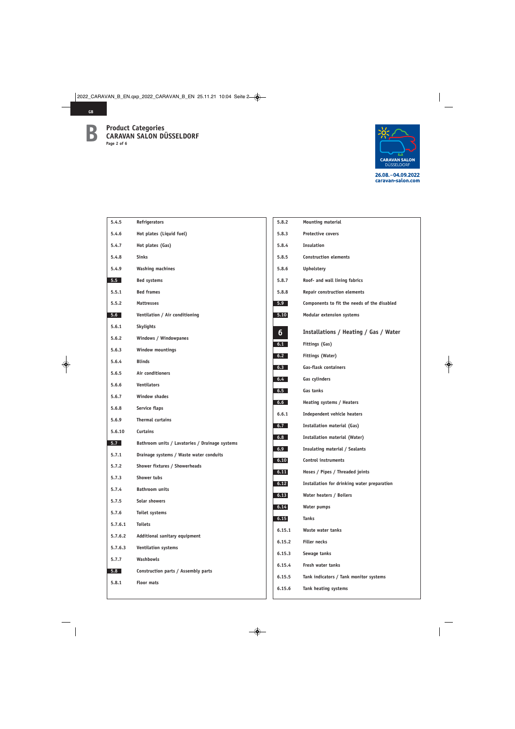# Product Categories
## CARAVAN SALON DÜSSELDORF

CARAVAN SALON DÜSSELDORF
26.08.–04.09.2022
caravan-salon.com

| | |
|---|---|
| 5.4.5 | Refrigerators |
| 5.4.6 | Hot plates (Liquid fuel) |
| 5.4.7 | Hot plates (Gas) |
| 5.4.8 | Sinks |
| 5.4.9 | Washing machines |
| **5.5** | **Bed systems** |
| 5.5.1 | Bed frames |
| 5.5.2 | Mattresses |
| **5.6** | **Ventilation / Air conditioning** |
| 5.6.1 | Skylights |
| 5.6.2 | Windows / Windowpanes |
| 5.6.3 | Window mountings |
| 5.6.4 | Blinds |
| 5.6.5 | Air conditioners |
| 5.6.6 | Ventilators |
| 5.6.7 | Window shades |
| 5.6.8 | Service flaps |
| 5.6.9 | Thermal curtains |
| 5.6.10 | Curtains |
| **5.7** | **Bathroom units / Lavatories / Drainage systems** |
| 5.7.1 | Drainage systems / Waste water conduits |
| 5.7.2 | Shower fixtures / Showerheads |
| 5.7.3 | Shower tubs |
| 5.7.4 | Bathroom units |
| 5.7.5 | Solar showers |
| 5.7.6 | Toilet systems |
| 5.7.6.1 | Toilets |
| 5.7.6.2 | Additional sanitary equipment |
| 5.7.6.3 | Ventilation systems |
| 5.7.7 | Washbowls |
| **5.8** | **Construction parts / Assembly parts** |
| 5.8.1 | Floor mats |
| 5.8.2 | Mounting material |
| 5.8.3 | Protective covers |
| 5.8.4 | Insulation |
| 5.8.5 | Construction elements |
| 5.8.6 | Upholstery |
| 5.8.7 | Roof- and wall lining fabrics |
| 5.8.8 | Repair construction elements |
| **5.9** | **Components to fit the needs of the disabled** |
| **5.10** | **Modular extension systems** |

## 6 Installations / Heating / Gas / Water

| | |
|---|---|
| **6.1** | **Fittings (Gas)** |
| **6.2** | **Fittings (Water)** |
| **6.3** | **Gas-flask containers** |
| **6.4** | **Gas cylinders** |
| **6.5** | **Gas tanks** |
| **6.6** | **Heating systems / Heaters** |
| 6.6.1 | Independent vehicle heaters |
| **6.7** | **Installation material (Gas)** |
| **6.8** | **Installation material (Water)** |
| **6.9** | **Insulating material / Sealants** |
| **6.10** | **Control instruments** |
| **6.11** | **Hoses / Pipes / Threaded joints** |
| **6.12** | **Installation for drinking water preparation** |
| **6.13** | **Water heaters / Boilers** |
| **6.14** | **Water pumps** |
| **6.15** | **Tanks** |
| 6.15.1 | Waste water tanks |
| 6.15.2 | Filler necks |
| 6.15.3 | Sewage tanks |
| 6.15.4 | Fresh water tanks |
| 6.15.5 | Tank indicators / Tank monitor systems |
| 6.15.6 | Tank heating systems |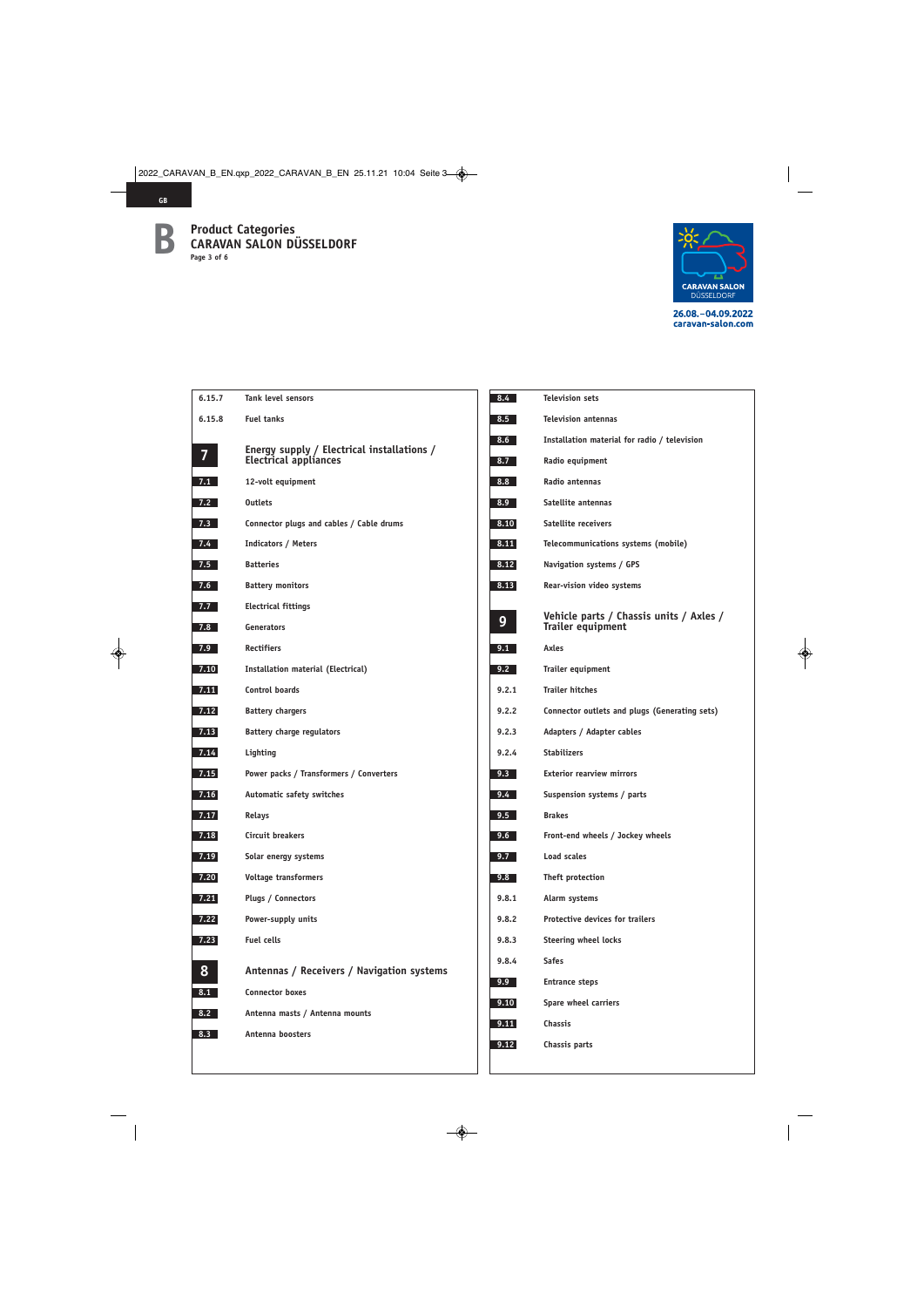# B Product Categories
## CARAVAN SALON DÜSSELDORF

CARAVAN SALON DÜSSELDORF
26.08.–04.09.2022
caravan-salon.com

| | |
|---|---|
| 6.15.7 | Tank level sensors |
| 6.15.8 | Fuel tanks |
| **7** | **Energy supply / Electrical installations / Electrical appliances** |
| 7.1 | 12-volt equipment |
| 7.2 | Outlets |
| 7.3 | Connector plugs and cables / Cable drums |
| 7.4 | Indicators / Meters |
| 7.5 | Batteries |
| 7.6 | Battery monitors |
| 7.7 | Electrical fittings |
| 7.8 | Generators |
| 7.9 | Rectifiers |
| 7.10 | Installation material (Electrical) |
| 7.11 | Control boards |
| 7.12 | Battery chargers |
| 7.13 | Battery charge regulators |
| 7.14 | Lighting |
| 7.15 | Power packs / Transformers / Converters |
| 7.16 | Automatic safety switches |
| 7.17 | Relays |
| 7.18 | Circuit breakers |
| 7.19 | Solar energy systems |
| 7.20 | Voltage transformers |
| 7.21 | Plugs / Connectors |
| 7.22 | Power-supply units |
| 7.23 | Fuel cells |
| **8** | **Antennas / Receivers / Navigation systems** |
| 8.1 | Connector boxes |
| 8.2 | Antenna masts / Antenna mounts |
| 8.3 | Antenna boosters |
| 8.4 | Television sets |
| 8.5 | Television antennas |
| 8.6 | Installation material for radio / television |
| 8.7 | Radio equipment |
| 8.8 | Radio antennas |
| 8.9 | Satellite antennas |
| 8.10 | Satellite receivers |
| 8.11 | Telecommunications systems (mobile) |
| 8.12 | Navigation systems / GPS |
| 8.13 | Rear-vision video systems |
| **9** | **Vehicle parts / Chassis units / Axles / Trailer equipment** |
| 9.1 | Axles |
| 9.2 | Trailer equipment |
| 9.2.1 | Trailer hitches |
| 9.2.2 | Connector outlets and plugs (Generating sets) |
| 9.2.3 | Adapters / Adapter cables |
| 9.2.4 | Stabilizers |
| 9.3 | Exterior rearview mirrors |
| 9.4 | Suspension systems / parts |
| 9.5 | Brakes |
| 9.6 | Front-end wheels / Jockey wheels |
| 9.7 | Load scales |
| 9.8 | Theft protection |
| 9.8.1 | Alarm systems |
| 9.8.2 | Protective devices for trailers |
| 9.8.3 | Steering wheel locks |
| 9.8.4 | Safes |
| 9.9 | Entrance steps |
| 9.10 | Spare wheel carriers |
| 9.11 | Chassis |
| 9.12 | Chassis parts |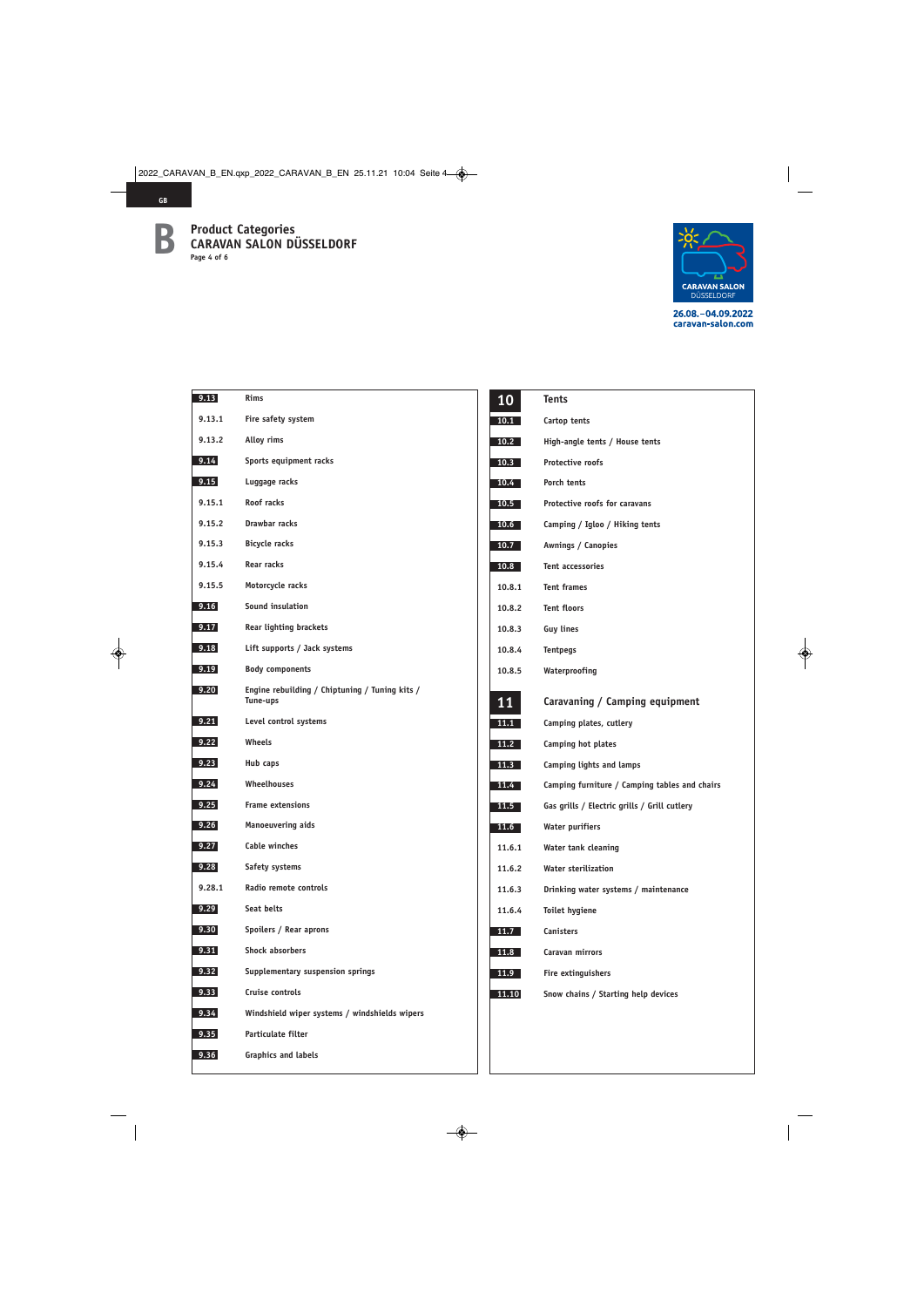# Product Categories
## CARAVAN SALON DÜSSELDORF

| No. | Category |
|---|---|
| 9.13 | Rims |
| 9.13.1 | Fire safety system |
| 9.13.2 | Alloy rims |
| 9.14 | Sports equipment racks |
| 9.15 | Luggage racks |
| 9.15.1 | Roof racks |
| 9.15.2 | Drawbar racks |
| 9.15.3 | Bicycle racks |
| 9.15.4 | Rear racks |
| 9.15.5 | Motorcycle racks |
| 9.16 | Sound insulation |
| 9.17 | Rear lighting brackets |
| 9.18 | Lift supports / Jack systems |
| 9.19 | Body components |
| 9.20 | Engine rebuilding / Chiptuning / Tuning kits / Tune-ups |
| 9.21 | Level control systems |
| 9.22 | Wheels |
| 9.23 | Hub caps |
| 9.24 | Wheelhouses |
| 9.25 | Frame extensions |
| 9.26 | Manoeuvering aids |
| 9.27 | Cable winches |
| 9.28 | Safety systems |
| 9.28.1 | Radio remote controls |
| 9.29 | Seat belts |
| 9.30 | Spoilers / Rear aprons |
| 9.31 | Shock absorbers |
| 9.32 | Supplementary suspension springs |
| 9.33 | Cruise controls |
| 9.34 | Windshield wiper systems / windshields wipers |
| 9.35 | Particulate filter |
| 9.36 | Graphics and labels |

| No. | Category |
|---|---|
| **10** | **Tents** |
| 10.1 | Cartop tents |
| 10.2 | High-angle tents / House tents |
| 10.3 | Protective roofs |
| 10.4 | Porch tents |
| 10.5 | Protective roofs for caravans |
| 10.6 | Camping / Igloo / Hiking tents |
| 10.7 | Awnings / Canopies |
| 10.8 | Tent accessories |
| 10.8.1 | Tent frames |
| 10.8.2 | Tent floors |
| 10.8.3 | Guy lines |
| 10.8.4 | Tentpegs |
| 10.8.5 | Waterproofing |
| **11** | **Caravaning / Camping equipment** |
| 11.1 | Camping plates, cutlery |
| 11.2 | Camping hot plates |
| 11.3 | Camping lights and lamps |
| 11.4 | Camping furniture / Camping tables and chairs |
| 11.5 | Gas grills / Electric grills / Grill cutlery |
| 11.6 | Water purifiers |
| 11.6.1 | Water tank cleaning |
| 11.6.2 | Water sterilization |
| 11.6.3 | Drinking water systems / maintenance |
| 11.6.4 | Toilet hygiene |
| 11.7 | Canisters |
| 11.8 | Caravan mirrors |
| 11.9 | Fire extinguishers |
| 11.10 | Snow chains / Starting help devices |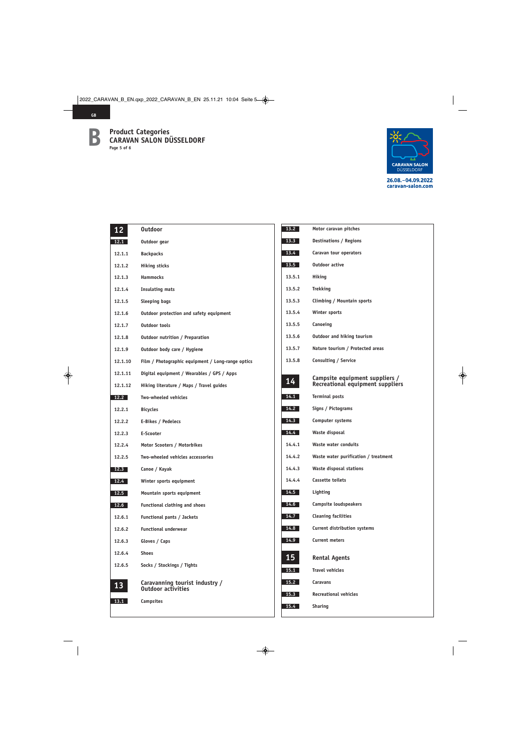# B Product Categories
## CARAVAN SALON DÜSSELDORF

CARAVAN SALON DÜSSELDORF
26.08.–04.09.2022
caravan-salon.com

## 12 Outdoor

- **12.1** Outdoor gear
  - 12.1.1 Backpacks
  - 12.1.2 Hiking sticks
  - 12.1.3 Hammocks
  - 12.1.4 Insulating mats
  - 12.1.5 Sleeping bags
  - 12.1.6 Outdoor protection and safety equipment
  - 12.1.7 Outdoor tools
  - 12.1.8 Outdoor nutrition / Preparation
  - 12.1.9 Outdoor body care / Hygiene
  - 12.1.10 Film / Photographic equipment / Long-range optics
  - 12.1.11 Digital equipment / Wearables / GPS / Apps
  - 12.1.12 Hiking literature / Maps / Travel guides
- **12.2** Two-wheeled vehicles
  - 12.2.1 Bicycles
  - 12.2.2 E-Bikes / Pedelecs
  - 12.2.3 E-Scooter
  - 12.2.4 Motor Scooters / Motorbikes
  - 12.2.5 Two-wheeled vehicles accessories
- **12.3** Canoe / Kayak
- **12.4** Winter sports equipment
- **12.5** Mountain sports equipment
- **12.6** Functional clothing and shoes
  - 12.6.1 Functional pants / Jackets
  - 12.6.2 Functional underwear
  - 12.6.3 Gloves / Caps
  - 12.6.4 Shoes
  - 12.6.5 Socks / Stockings / Tights

## 13 Caravanning tourist industry / Outdoor activities

- **13.1** Campsites
- **13.2** Motor caravan pitches
- **13.3** Destinations / Regions
- **13.4** Caravan tour operators
- **13.5** Outdoor active
  - 13.5.1 Hiking
  - 13.5.2 Trekking
  - 13.5.3 Climbing / Mountain sports
  - 13.5.4 Winter sports
  - 13.5.5 Canoeing
  - 13.5.6 Outdoor and hiking tourism
  - 13.5.7 Nature tourism / Protected areas
  - 13.5.8 Consulting / Service

## 14 Campsite equipment suppliers / Recreational equipment suppliers

- **14.1** Terminal posts
- **14.2** Signs / Pictograms
- **14.3** Computer systems
- **14.4** Waste disposal
  - 14.4.1 Waste water conduits
  - 14.4.2 Waste water purification / treatment
  - 14.4.3 Waste disposal stations
  - 14.4.4 Cassette toilets
- **14.5** Lighting
- **14.6** Campsite loudspeakers
- **14.7** Cleaning facilities
- **14.8** Current distribution systems
- **14.9** Current meters

## 15 Rental Agents

- **15.1** Travel vehicles
- **15.2** Caravans
- **15.3** Recreational vehicles
- **15.4** Sharing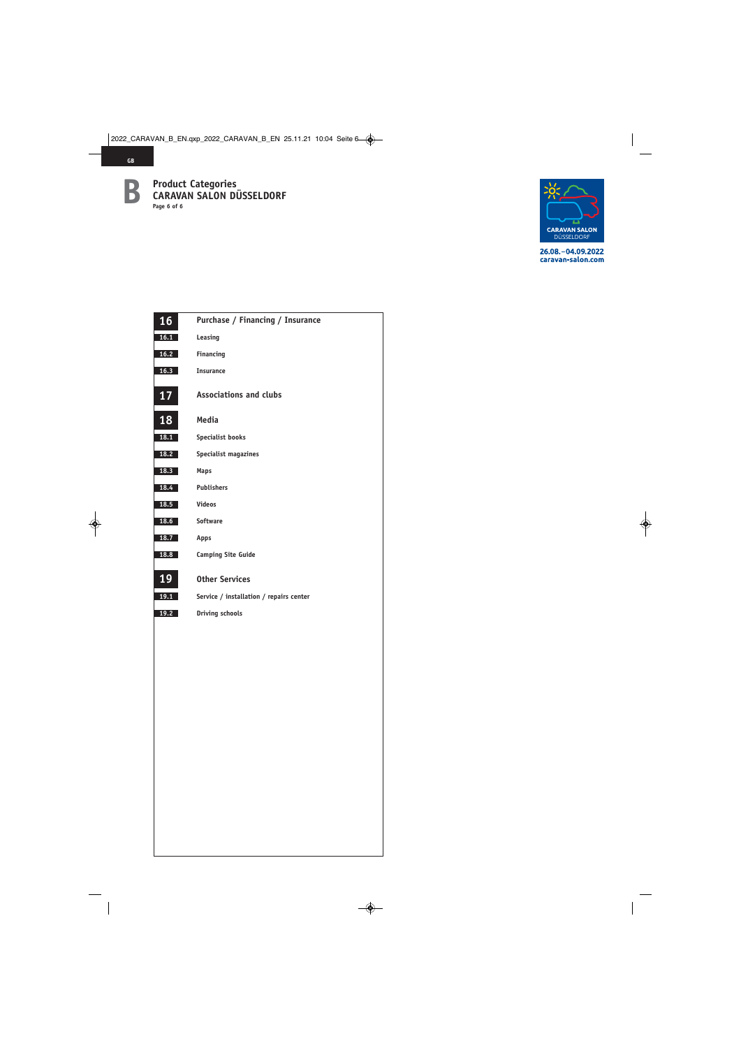# B Product Categories CARAVAN SALON DÜSSELDORF

CARAVAN SALON DÜSSELDORF

26.08.–04.09.2022
caravan-salon.com

## 16 Purchase / Financing / Insurance

- 16.1 Leasing
- 16.2 Financing
- 16.3 Insurance

## 17 Associations and clubs

## 18 Media

- 18.1 Specialist books
- 18.2 Specialist magazines
- 18.3 Maps
- 18.4 Publishers
- 18.5 Videos
- 18.6 Software
- 18.7 Apps
- 18.8 Camping Site Guide

## 19 Other Services

- 19.1 Service / installation / repairs center
- 19.2 Driving schools